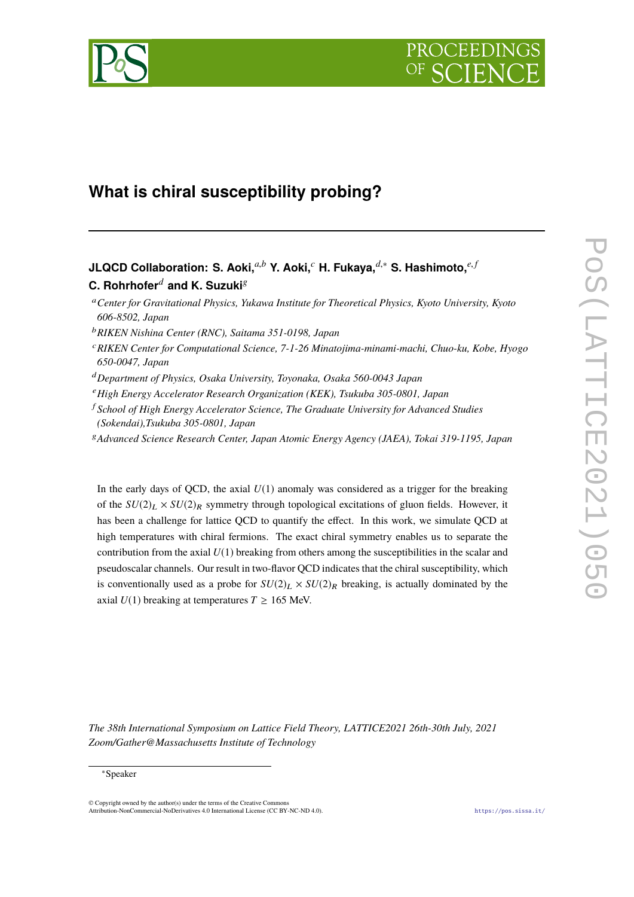# What is chiral susceptibility probing?

**JLQCD Collaboration: S. Aoki,**[a,b] **Y. Aoki,**[c] **H. Fukaya,**[d,*] **S. Hashimoto,**[e,f] **C. Rohrhofer**[d] **and K. Suzuki**[g]

[a] *Center for Gravitational Physics, Yukawa Institute for Theoretical Physics, Kyoto University, Kyoto 606-8502, Japan*

[b] *RIKEN Nishina Center (RNC), Saitama 351-0198, Japan*

[c] *RIKEN Center for Computational Science, 7-1-26 Minatojima-minami-machi, Chuo-ku, Kobe, Hyogo 650-0047, Japan*

[d] *Department of Physics, Osaka University, Toyonaka, Osaka 560-0043 Japan*

[e] *High Energy Accelerator Research Organization (KEK), Tsukuba 305-0801, Japan*

[f] *School of High Energy Accelerator Science, The Graduate University for Advanced Studies (Sokendai),Tsukuba 305-0801, Japan*

[g] *Advanced Science Research Center, Japan Atomic Energy Agency (JAEA), Tokai 319-1195, Japan*

In the early days of QCD, the axial $U(1)$ anomaly was considered as a trigger for the breaking of the $SU(2)_L \times SU(2)_R$ symmetry through topological excitations of gluon fields. However, it has been a challenge for lattice QCD to quantify the effect. In this work, we simulate QCD at high temperatures with chiral fermions. The exact chiral symmetry enables us to separate the contribution from the axial $U(1)$ breaking from others among the susceptibilities in the scalar and pseudoscalar channels. Our result in two-flavor QCD indicates that the chiral susceptibility, which is conventionally used as a probe for $SU(2)_L \times SU(2)_R$ breaking, is actually dominated by the axial $U(1)$ breaking at temperatures $T \geq 165$ MeV.

*The 38th International Symposium on Lattice Field Theory, LATTICE2021 26th-30th July, 2021 Zoom/Gather@Massachusetts Institute of Technology*

*Speaker

© Copyright owned by the author(s) under the terms of the Creative Commons Attribution-NonCommercial-NoDerivatives 4.0 International License (CC BY-NC-ND 4.0).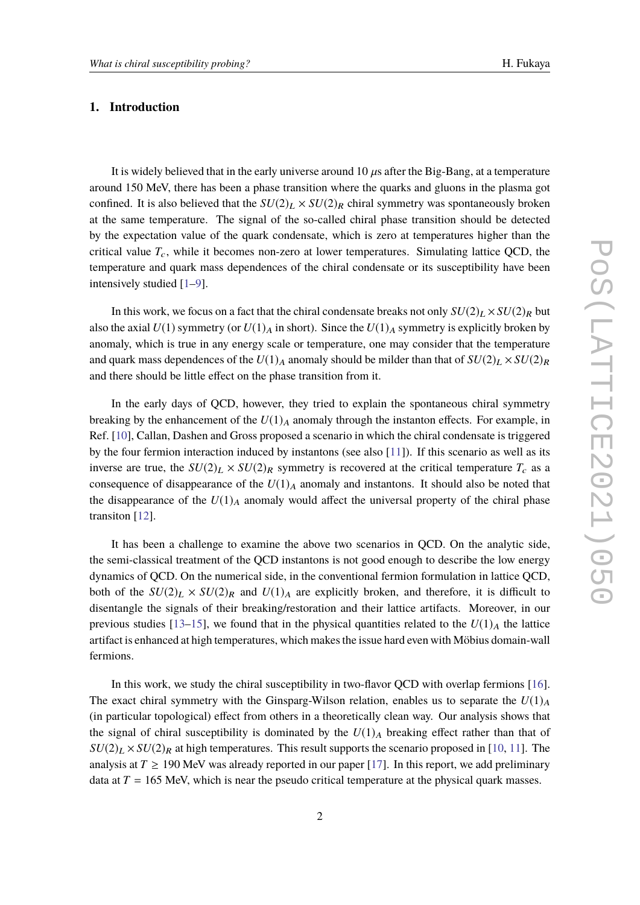## 1. Introduction

It is widely believed that in the early universe around 10 $\mu$s after the Big-Bang, at a temperature around 150 MeV, there has been a phase transition where the quarks and gluons in the plasma got confined. It is also believed that the $SU(2)_L \times SU(2)_R$ chiral symmetry was spontaneously broken at the same temperature. The signal of the so-called chiral phase transition should be detected by the expectation value of the quark condensate, which is zero at temperatures higher than the critical value $T_c$, while it becomes non-zero at lower temperatures. Simulating lattice QCD, the temperature and quark mass dependences of the chiral condensate or its susceptibility have been intensively studied [1–9].

In this work, we focus on a fact that the chiral condensate breaks not only $SU(2)_L \times SU(2)_R$ but also the axial $U(1)$ symmetry (or $U(1)_A$ in short). Since the $U(1)_A$ symmetry is explicitly broken by anomaly, which is true in any energy scale or temperature, one may consider that the temperature and quark mass dependences of the $U(1)_A$ anomaly should be milder than that of $SU(2)_L \times SU(2)_R$ and there should be little effect on the phase transition from it.

In the early days of QCD, however, they tried to explain the spontaneous chiral symmetry breaking by the enhancement of the $U(1)_A$ anomaly through the instanton effects. For example, in Ref. [10], Callan, Dashen and Gross proposed a scenario in which the chiral condensate is triggered by the four fermion interaction induced by instantons (see also [11]). If this scenario as well as its inverse are true, the $SU(2)_L \times SU(2)_R$ symmetry is recovered at the critical temperature $T_c$ as a consequence of disappearance of the $U(1)_A$ anomaly and instantons. It should also be noted that the disappearance of the $U(1)_A$ anomaly would affect the universal property of the chiral phase transiton [12].

It has been a challenge to examine the above two scenarios in QCD. On the analytic side, the semi-classical treatment of the QCD instantons is not good enough to describe the low energy dynamics of QCD. On the numerical side, in the conventional fermion formulation in lattice QCD, both of the $SU(2)_L \times SU(2)_R$ and $U(1)_A$ are explicitly broken, and therefore, it is difficult to disentangle the signals of their breaking/restoration and their lattice artifacts. Moreover, in our previous studies [13–15], we found that in the physical quantities related to the $U(1)_A$ the lattice artifact is enhanced at high temperatures, which makes the issue hard even with Möbius domain-wall fermions.

In this work, we study the chiral susceptibility in two-flavor QCD with overlap fermions [16]. The exact chiral symmetry with the Ginsparg-Wilson relation, enables us to separate the $U(1)_A$ (in particular topological) effect from others in a theoretically clean way. Our analysis shows that the signal of chiral susceptibility is dominated by the $U(1)_A$ breaking effect rather than that of $SU(2)_L \times SU(2)_R$ at high temperatures. This result supports the scenario proposed in [10, 11]. The analysis at $T \geq 190$ MeV was already reported in our paper [17]. In this report, we add preliminary data at $T = 165$ MeV, which is near the pseudo critical temperature at the physical quark masses.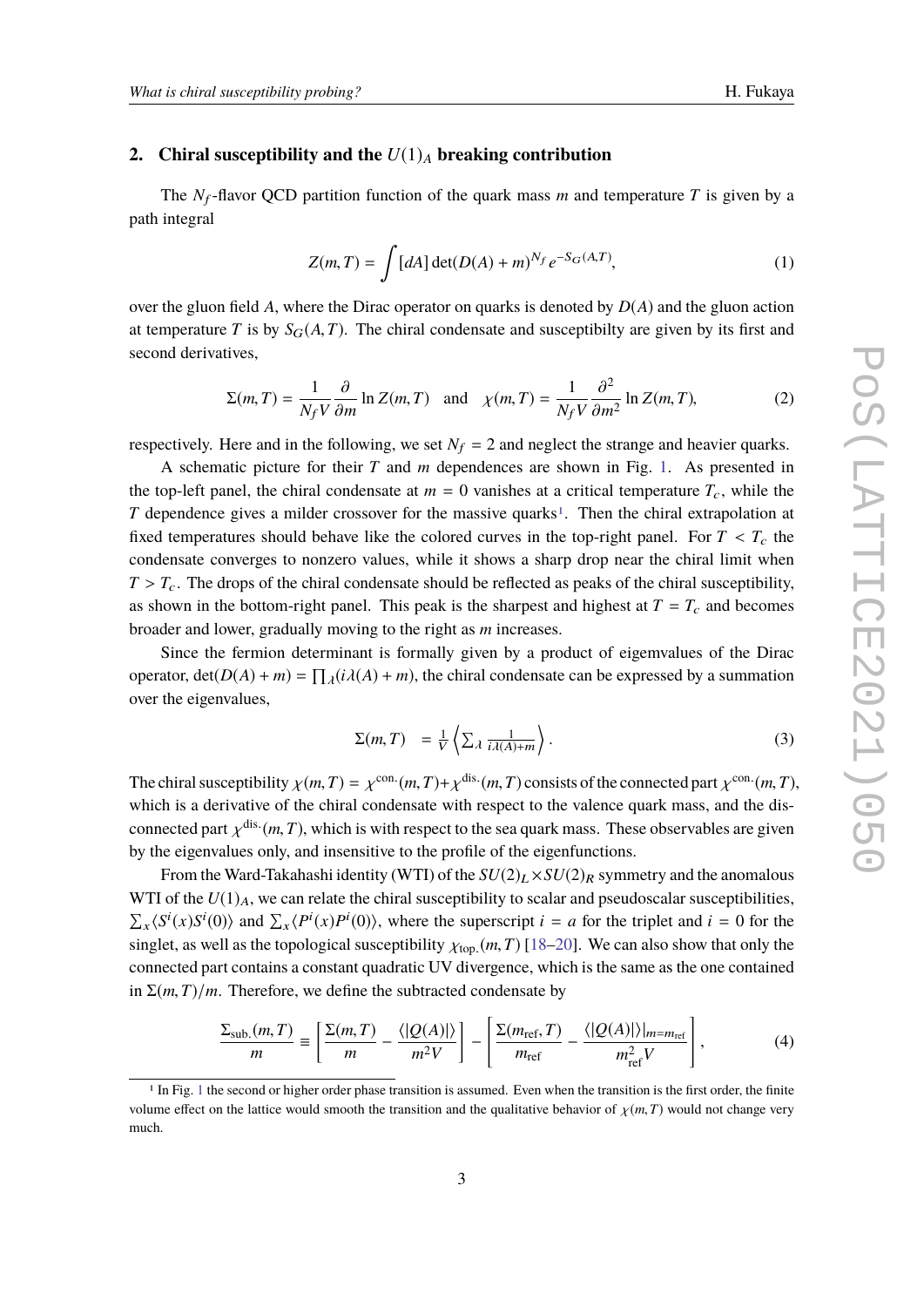## 2. Chiral susceptibility and the $U(1)_A$ breaking contribution

The $N_f$-flavor QCD partition function of the quark mass $m$ and temperature $T$ is given by a path integral

$$Z(m,T) = \int [dA] \det(D(A)+m)^{N_f} e^{-S_G(A,T)}, \tag{1}$$

over the gluon field $A$, where the Dirac operator on quarks is denoted by $D(A)$ and the gluon action at temperature $T$ is by $S_G(A,T)$. The chiral condensate and susceptibilty are given by its first and second derivatives,

$$\Sigma(m,T) = \frac{1}{N_f V}\frac{\partial}{\partial m}\ln Z(m,T) \quad \text{and} \quad \chi(m,T) = \frac{1}{N_f V}\frac{\partial^2}{\partial m^2}\ln Z(m,T), \tag{2}$$

respectively. Here and in the following, we set $N_f = 2$ and neglect the strange and heavier quarks.

A schematic picture for their $T$ and $m$ dependences are shown in Fig. 1. As presented in the top-left panel, the chiral condensate at $m = 0$ vanishes at a critical temperature $T_c$, while the $T$ dependence gives a milder crossover for the massive quarks[1]. Then the chiral extrapolation at fixed temperatures should behave like the colored curves in the top-right panel. For $T < T_c$ the condensate converges to nonzero values, while it shows a sharp drop near the chiral limit when $T > T_c$. The drops of the chiral condensate should be reflected as peaks of the chiral susceptibility, as shown in the bottom-right panel. This peak is the sharpest and highest at $T = T_c$ and becomes broader and lower, gradually moving to the right as $m$ increases.

Since the fermion determinant is formally given by a product of eigemvalues of the Dirac operator, $\det(D(A)+m) = \prod_\lambda (i\lambda(A)+m)$, the chiral condensate can be expressed by a summation over the eigenvalues,

$$\Sigma(m,T) \;\; = \frac{1}{V}\left\langle \sum_\lambda \frac{1}{i\lambda(A)+m}\right\rangle. \tag{3}$$

The chiral susceptibility $\chi(m,T) = \chi^{\text{con.}}(m,T)+\chi^{\text{dis.}}(m,T)$ consists of the connected part $\chi^{\text{con.}}(m,T)$, which is a derivative of the chiral condensate with respect to the valence quark mass, and the disconnected part $\chi^{\text{dis.}}(m,T)$, which is with respect to the sea quark mass. These observables are given by the eigenvalues only, and insensitive to the profile of the eigenfunctions.

From the Ward-Takahashi identity (WTI) of the $SU(2)_L \times SU(2)_R$ symmetry and the anomalous WTI of the $U(1)_A$, we can relate the chiral susceptibility to scalar and pseudoscalar susceptibilities, $\sum_x \langle S^i(x)S^i(0)\rangle$ and $\sum_x \langle P^i(x)P^i(0)\rangle$, where the superscript $i = a$ for the triplet and $i = 0$ for the singlet, as well as the topological susceptibility $\chi_{\text{top.}}(m,T)$ [18–20]. We can also show that only the connected part contains a constant quadratic UV divergence, which is the same as the one contained in $\Sigma(m,T)/m$. Therefore, we define the subtracted condensate by

$$\frac{\Sigma_{\text{sub.}}(m,T)}{m} \equiv \left[\frac{\Sigma(m,T)}{m} - \frac{\langle |Q(A)|\rangle}{m^2 V}\right] - \left[\frac{\Sigma(m_{\text{ref}},T)}{m_{\text{ref}}} - \frac{\langle |Q(A)|\rangle|_{m=m_{\text{ref}}}}{m_{\text{ref}}^2 V}\right], \tag{4}$$

[1] In Fig. 1 the second or higher order phase transition is assumed. Even when the transition is the first order, the finite volume effect on the lattice would smooth the transition and the qualitative behavior of $\chi(m,T)$ would not change very much.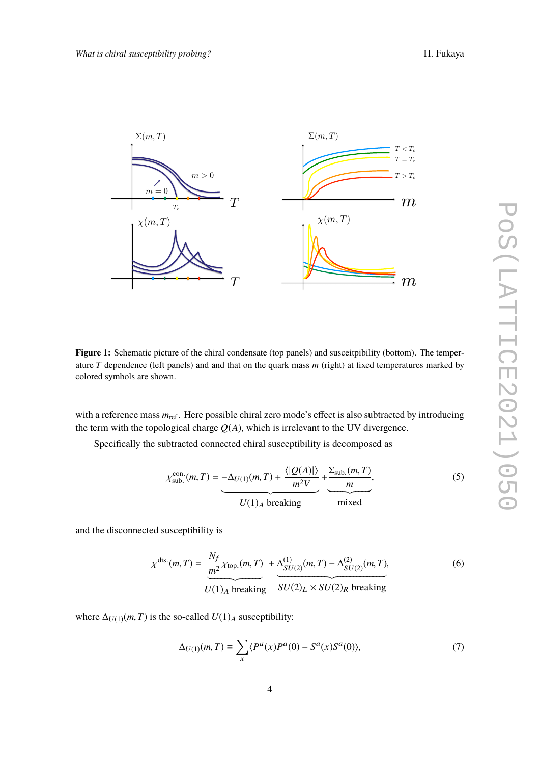**Figure 1:** Schematic picture of the chiral condensate (top panels) and susceitpibility (bottom). The temperature $T$ dependence (left panels) and and that on the quark mass $m$ (right) at fixed temperatures marked by colored symbols are shown.

with a reference mass $m_{\rm ref}$. Here possible chiral zero mode's effect is also subtracted by introducing the term with the topological charge $Q(A)$, which is irrelevant to the UV divergence.

Specifically the subtracted connected chiral susceptibility is decomposed as

$$\chi^{\rm con.}_{\rm sub.}(m,T) = \underbrace{-\Delta_{U(1)}(m,T) + \frac{\langle |Q(A)|\rangle}{m^2 V}}_{U(1)_A \text{ breaking}} + \underbrace{\frac{\Sigma_{\rm sub.}(m,T)}{m}}_{\text{mixed}}, \tag{5}$$

and the disconnected susceptibility is

$$\chi^{\rm dis.}(m,T) = \underbrace{\frac{N_f}{m^2}\chi_{\rm top.}(m,T)}_{U(1)_A \text{ breaking}} + \underbrace{\Delta^{(1)}_{SU(2)}(m,T) - \Delta^{(2)}_{SU(2)}(m,T)}_{SU(2)_L\times SU(2)_R \text{ breaking}}, \tag{6}$$

where $\Delta_{U(1)}(m,T)$ is the so-called $U(1)_A$ susceptibility:

$$\Delta_{U(1)}(m,T) \equiv \sum_x \langle P^a(x)P^a(0) - S^a(x)S^a(0)\rangle, \tag{7}$$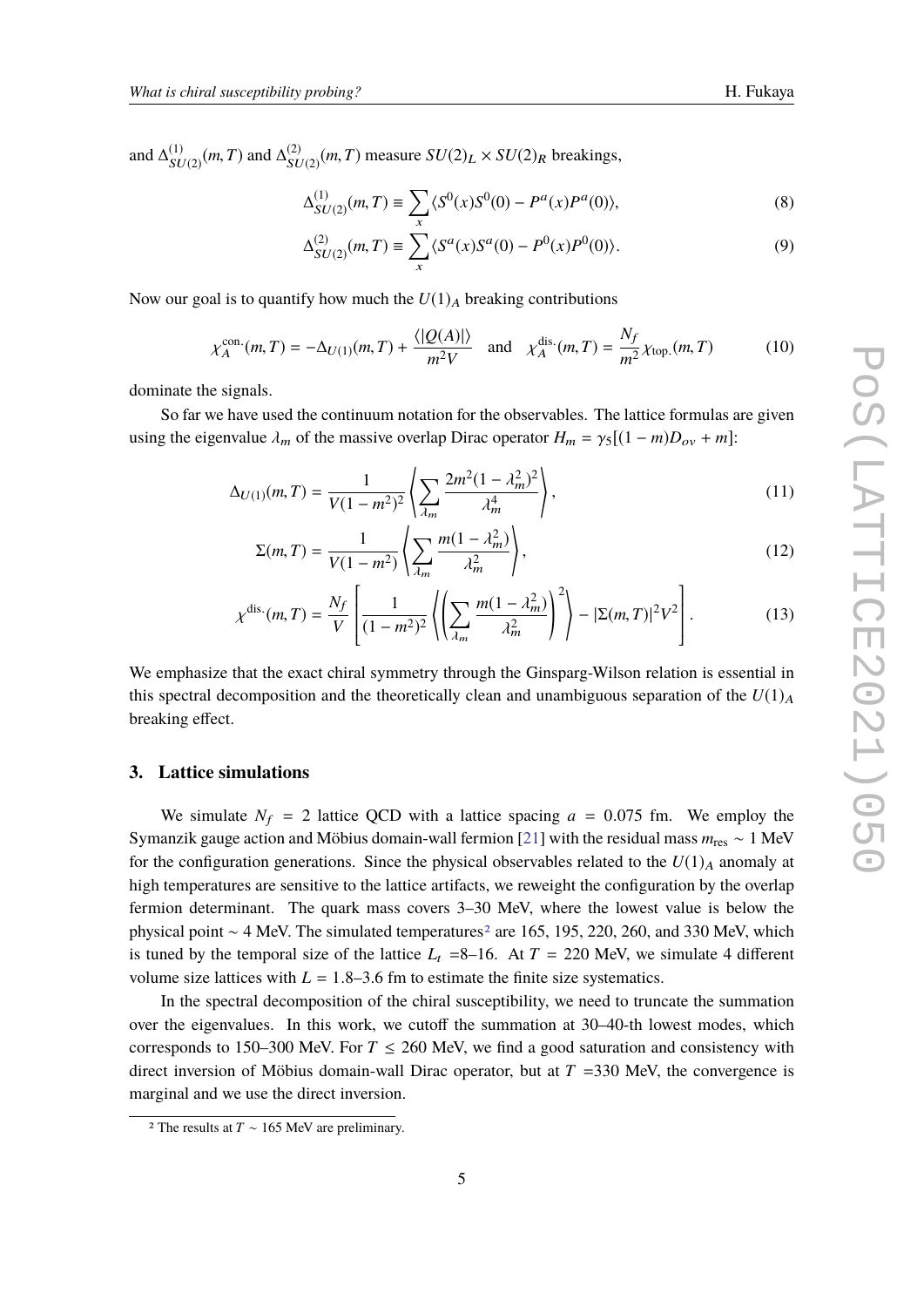and $\Delta^{(1)}_{SU(2)}(m,T)$ and $\Delta^{(2)}_{SU(2)}(m,T)$ measure $SU(2)_L \times SU(2)_R$ breakings,

$$\Delta^{(1)}_{SU(2)}(m,T) \equiv \sum_x \langle S^0(x)S^0(0) - P^a(x)P^a(0)\rangle, \tag{8}$$

$$\Delta^{(2)}_{SU(2)}(m,T) \equiv \sum_x \langle S^a(x)S^a(0) - P^0(x)P^0(0)\rangle. \tag{9}$$

Now our goal is to quantify how much the $U(1)_A$ breaking contributions

$$\chi_A^{\mathrm{con.}}(m,T) = -\Delta_{U(1)}(m,T) + \frac{\langle |Q(A)|\rangle}{m^2 V} \quad \text{and} \quad \chi_A^{\mathrm{dis.}}(m,T) = \frac{N_f}{m^2}\chi_{\mathrm{top.}}(m,T) \tag{10}$$

dominate the signals.

So far we have used the continuum notation for the observables. The lattice formulas are given using the eigenvalue $\lambda_m$ of the massive overlap Dirac operator $H_m = \gamma_5[(1-m)D_{ov} + m]$:

$$\Delta_{U(1)}(m,T) = \frac{1}{V(1-m^2)^2}\left\langle \sum_{\lambda_m} \frac{2m^2(1-\lambda_m^2)^2}{\lambda_m^4}\right\rangle, \tag{11}$$

$$\Sigma(m,T) = \frac{1}{V(1-m^2)}\left\langle \sum_{\lambda_m} \frac{m(1-\lambda_m^2)}{\lambda_m^2}\right\rangle, \tag{12}$$

$$\chi^{\mathrm{dis.}}(m,T) = \frac{N_f}{V}\left[\frac{1}{(1-m^2)^2}\left\langle \left(\sum_{\lambda_m} \frac{m(1-\lambda_m^2)}{\lambda_m^2}\right)^2\right\rangle - |\Sigma(m,T)|^2 V^2\right]. \tag{13}$$

We emphasize that the exact chiral symmetry through the Ginsparg-Wilson relation is essential in this spectral decomposition and the theoretically clean and unambiguous separation of the $U(1)_A$ breaking effect.

## 3. Lattice simulations

We simulate $N_f = 2$ lattice QCD with a lattice spacing $a = 0.075$ fm. We employ the Symanzik gauge action and Möbius domain-wall fermion [21] with the residual mass $m_{\mathrm{res}} \sim 1$ MeV for the configuration generations. Since the physical observables related to the $U(1)_A$ anomaly at high temperatures are sensitive to the lattice artifacts, we reweight the configuration by the overlap fermion determinant. The quark mass covers 3–30 MeV, where the lowest value is below the physical point $\sim 4$ MeV. The simulated temperatures[2] are 165, 195, 220, 260, and 330 MeV, which is tuned by the temporal size of the lattice $L_t$ =8–16. At $T$ = 220 MeV, we simulate 4 different volume size lattices with $L$ = 1.8–3.6 fm to estimate the finite size systematics.

In the spectral decomposition of the chiral susceptibility, we need to truncate the summation over the eigenvalues. In this work, we cutoff the summation at 30–40-th lowest modes, which corresponds to 150–300 MeV. For $T \leq 260$ MeV, we find a good saturation and consistency with direct inversion of Möbius domain-wall Dirac operator, but at $T$ =330 MeV, the convergence is marginal and we use the direct inversion.

[2] The results at $T \sim 165$ MeV are preliminary.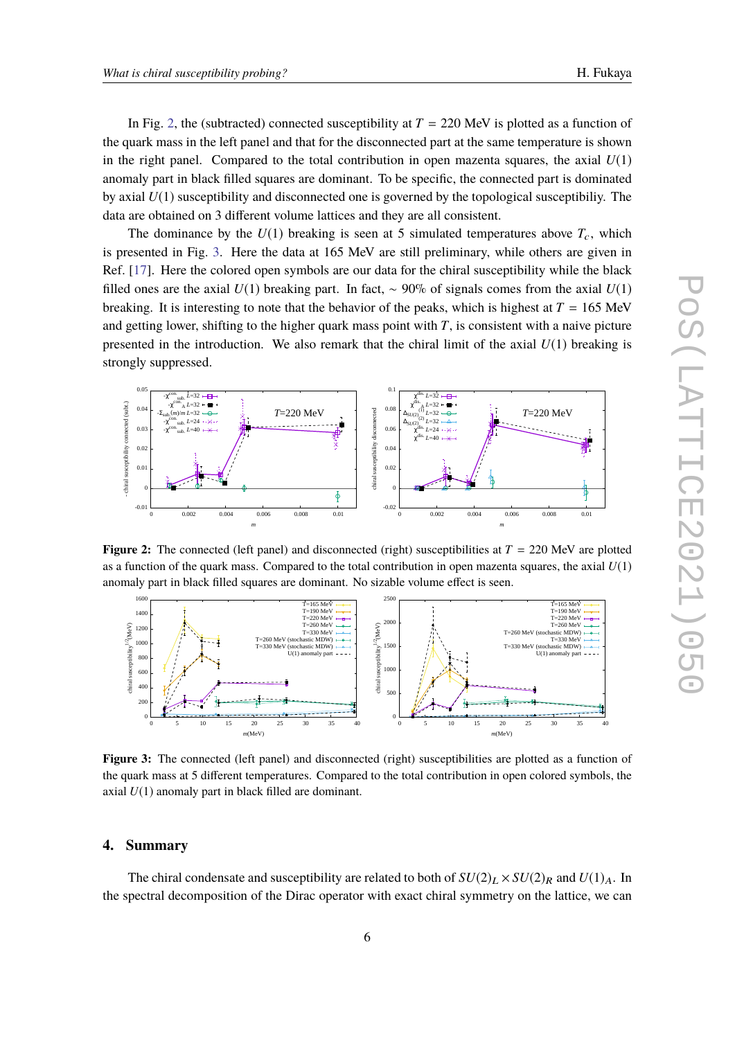In Fig. 2, the (subtracted) connected susceptibility at $T = 220$ MeV is plotted as a function of the quark mass in the left panel and that for the disconnected part at the same temperature is shown in the right panel. Compared to the total contribution in open mazenta squares, the axial $U(1)$ anomaly part in black filled squares are dominant. To be specific, the connected part is dominated by axial $U(1)$ susceptibility and disconnected one is governed by the topological susceptibiliy. The data are obtained on 3 different volume lattices and they are all consistent.

The dominance by the $U(1)$ breaking is seen at 5 simulated temperatures above $T_c$, which is presented in Fig. 3. Here the data at 165 MeV are still preliminary, while others are given in Ref. [17]. Here the colored open symbols are our data for the chiral susceptibility while the black filled ones are the axial $U(1)$ breaking part. In fact, $\sim 90\%$ of signals comes from the axial $U(1)$ breaking. It is interesting to note that the behavior of the peaks, which is highest at $T = 165$ MeV and getting lower, shifting to the higher quark mass point with $T$, is consistent with a naive picture presented in the introduction. We also remark that the chiral limit of the axial $U(1)$ breaking is strongly suppressed.

**Figure 2:** The connected (left panel) and disconnected (right) susceptibilities at $T = 220$ MeV are plotted as a function of the quark mass. Compared to the total contribution in open mazenta squares, the axial $U(1)$ anomaly part in black filled squares are dominant. No sizable volume effect is seen.

**Figure 3:** The connected (left panel) and disconnected (right) susceptibilities are plotted as a function of the quark mass at 5 different temperatures. Compared to the total contribution in open colored symbols, the axial $U(1)$ anomaly part in black filled are dominant.

## 4. Summary

The chiral condensate and susceptibility are related to both of $SU(2)_L \times SU(2)_R$ and $U(1)_A$. In the spectral decomposition of the Dirac operator with exact chiral symmetry on the lattice, we can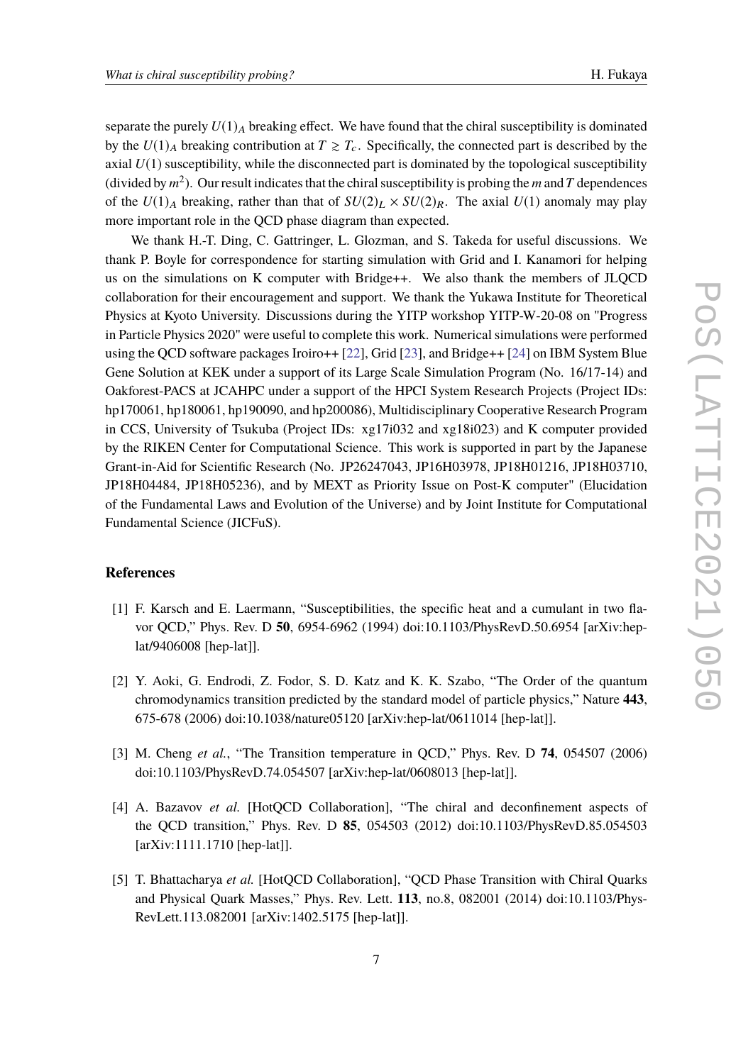separate the purely $U(1)_A$ breaking effect. We have found that the chiral susceptibility is dominated by the $U(1)_A$ breaking contribution at $T \gtrsim T_c$. Specifically, the connected part is described by the axial $U(1)$ susceptibility, while the disconnected part is dominated by the topological susceptibility (divided by $m^2$). Our result indicates that the chiral susceptibility is probing the $m$ and $T$ dependences of the $U(1)_A$ breaking, rather than that of $SU(2)_L \times SU(2)_R$. The axial $U(1)$ anomaly may play more important role in the QCD phase diagram than expected.

We thank H.-T. Ding, C. Gattringer, L. Glozman, and S. Takeda for useful discussions. We thank P. Boyle for correspondence for starting simulation with Grid and I. Kanamori for helping us on the simulations on K computer with Bridge++. We also thank the members of JLQCD collaboration for their encouragement and support. We thank the Yukawa Institute for Theoretical Physics at Kyoto University. Discussions during the YITP workshop YITP-W-20-08 on "Progress in Particle Physics 2020" were useful to complete this work. Numerical simulations were performed using the QCD software packages Iroiro++ [22], Grid [23], and Bridge++ [24] on IBM System Blue Gene Solution at KEK under a support of its Large Scale Simulation Program (No. 16/17-14) and Oakforest-PACS at JCAHPC under a support of the HPCI System Research Projects (Project IDs: hp170061, hp180061, hp190090, and hp200086), Multidisciplinary Cooperative Research Program in CCS, University of Tsukuba (Project IDs: xg17i032 and xg18i023) and K computer provided by the RIKEN Center for Computational Science. This work is supported in part by the Japanese Grant-in-Aid for Scientific Research (No. JP26247043, JP16H03978, JP18H01216, JP18H03710, JP18H04484, JP18H05236), and by MEXT as Priority Issue on Post-K computer" (Elucidation of the Fundamental Laws and Evolution of the Universe) and by Joint Institute for Computational Fundamental Science (JICFuS).

## References

[1] F. Karsch and E. Laermann, "Susceptibilities, the specific heat and a cumulant in two flavor QCD," Phys. Rev. D **50**, 6954-6962 (1994) doi:10.1103/PhysRevD.50.6954 [arXiv:hep-lat/9406008 [hep-lat]].

[2] Y. Aoki, G. Endrodi, Z. Fodor, S. D. Katz and K. K. Szabo, "The Order of the quantum chromodynamics transition predicted by the standard model of particle physics," Nature **443**, 675-678 (2006) doi:10.1038/nature05120 [arXiv:hep-lat/0611014 [hep-lat]].

[3] M. Cheng *et al.*, "The Transition temperature in QCD," Phys. Rev. D **74**, 054507 (2006) doi:10.1103/PhysRevD.74.054507 [arXiv:hep-lat/0608013 [hep-lat]].

[4] A. Bazavov *et al.* [HotQCD Collaboration], "The chiral and deconfinement aspects of the QCD transition," Phys. Rev. D **85**, 054503 (2012) doi:10.1103/PhysRevD.85.054503 [arXiv:1111.1710 [hep-lat]].

[5] T. Bhattacharya *et al.* [HotQCD Collaboration], "QCD Phase Transition with Chiral Quarks and Physical Quark Masses," Phys. Rev. Lett. **113**, no.8, 082001 (2014) doi:10.1103/PhysRevLett.113.082001 [arXiv:1402.5175 [hep-lat]].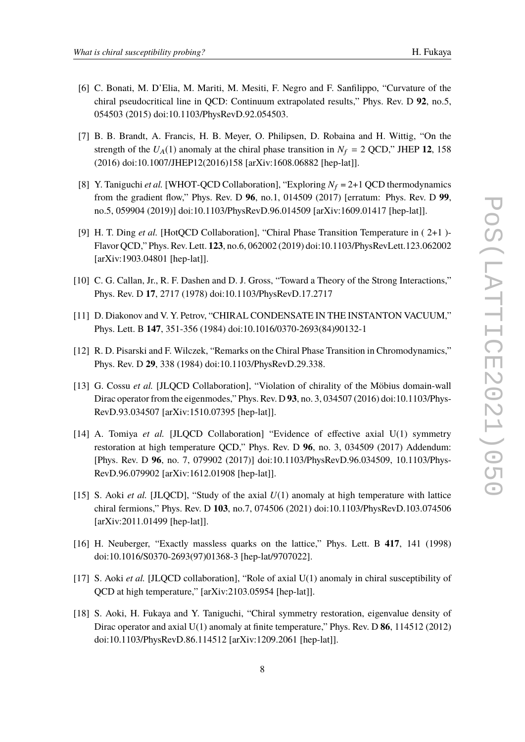[6] C. Bonati, M. D'Elia, M. Mariti, M. Mesiti, F. Negro and F. Sanfilippo, "Curvature of the chiral pseudocritical line in QCD: Continuum extrapolated results," Phys. Rev. D **92**, no.5, 054503 (2015) doi:10.1103/PhysRevD.92.054503.

[7] B. B. Brandt, A. Francis, H. B. Meyer, O. Philipsen, D. Robaina and H. Wittig, "On the strength of the $U_A(1)$ anomaly at the chiral phase transition in $N_f = 2$ QCD," JHEP **12**, 158 (2016) doi:10.1007/JHEP12(2016)158 [arXiv:1608.06882 [hep-lat]].

[8] Y. Taniguchi *et al.* [WHOT-QCD Collaboration], "Exploring $N_f = 2+1$ QCD thermodynamics from the gradient flow," Phys. Rev. D **96**, no.1, 014509 (2017) [erratum: Phys. Rev. D **99**, no.5, 059904 (2019)] doi:10.1103/PhysRevD.96.014509 [arXiv:1609.01417 [hep-lat]].

[9] H. T. Ding *et al.* [HotQCD Collaboration], "Chiral Phase Transition Temperature in ( 2+1 )-Flavor QCD," Phys. Rev. Lett. **123**, no.6, 062002 (2019) doi:10.1103/PhysRevLett.123.062002 [arXiv:1903.04801 [hep-lat]].

[10] C. G. Callan, Jr., R. F. Dashen and D. J. Gross, "Toward a Theory of the Strong Interactions," Phys. Rev. D **17**, 2717 (1978) doi:10.1103/PhysRevD.17.2717

[11] D. Diakonov and V. Y. Petrov, "CHIRAL CONDENSATE IN THE INSTANTON VACUUM," Phys. Lett. B **147**, 351-356 (1984) doi:10.1016/0370-2693(84)90132-1

[12] R. D. Pisarski and F. Wilczek, "Remarks on the Chiral Phase Transition in Chromodynamics," Phys. Rev. D **29**, 338 (1984) doi:10.1103/PhysRevD.29.338.

[13] G. Cossu *et al.* [JLQCD Collaboration], "Violation of chirality of the Möbius domain-wall Dirac operator from the eigenmodes," Phys. Rev. D **93**, no. 3, 034507 (2016) doi:10.1103/PhysRevD.93.034507 [arXiv:1510.07395 [hep-lat]].

[14] A. Tomiya *et al.* [JLQCD Collaboration] "Evidence of effective axial U(1) symmetry restoration at high temperature QCD," Phys. Rev. D **96**, no. 3, 034509 (2017) Addendum: [Phys. Rev. D **96**, no. 7, 079902 (2017)] doi:10.1103/PhysRevD.96.034509, 10.1103/PhysRevD.96.079902 [arXiv:1612.01908 [hep-lat]].

[15] S. Aoki *et al.* [JLQCD], "Study of the axial $U(1)$ anomaly at high temperature with lattice chiral fermions," Phys. Rev. D **103**, no.7, 074506 (2021) doi:10.1103/PhysRevD.103.074506 [arXiv:2011.01499 [hep-lat]].

[16] H. Neuberger, "Exactly massless quarks on the lattice," Phys. Lett. B **417**, 141 (1998) doi:10.1016/S0370-2693(97)01368-3 [hep-lat/9707022].

[17] S. Aoki *et al.* [JLQCD collaboration], "Role of axial U(1) anomaly in chiral susceptibility of QCD at high temperature," [arXiv:2103.05954 [hep-lat]].

[18] S. Aoki, H. Fukaya and Y. Taniguchi, "Chiral symmetry restoration, eigenvalue density of Dirac operator and axial U(1) anomaly at finite temperature," Phys. Rev. D **86**, 114512 (2012) doi:10.1103/PhysRevD.86.114512 [arXiv:1209.2061 [hep-lat]].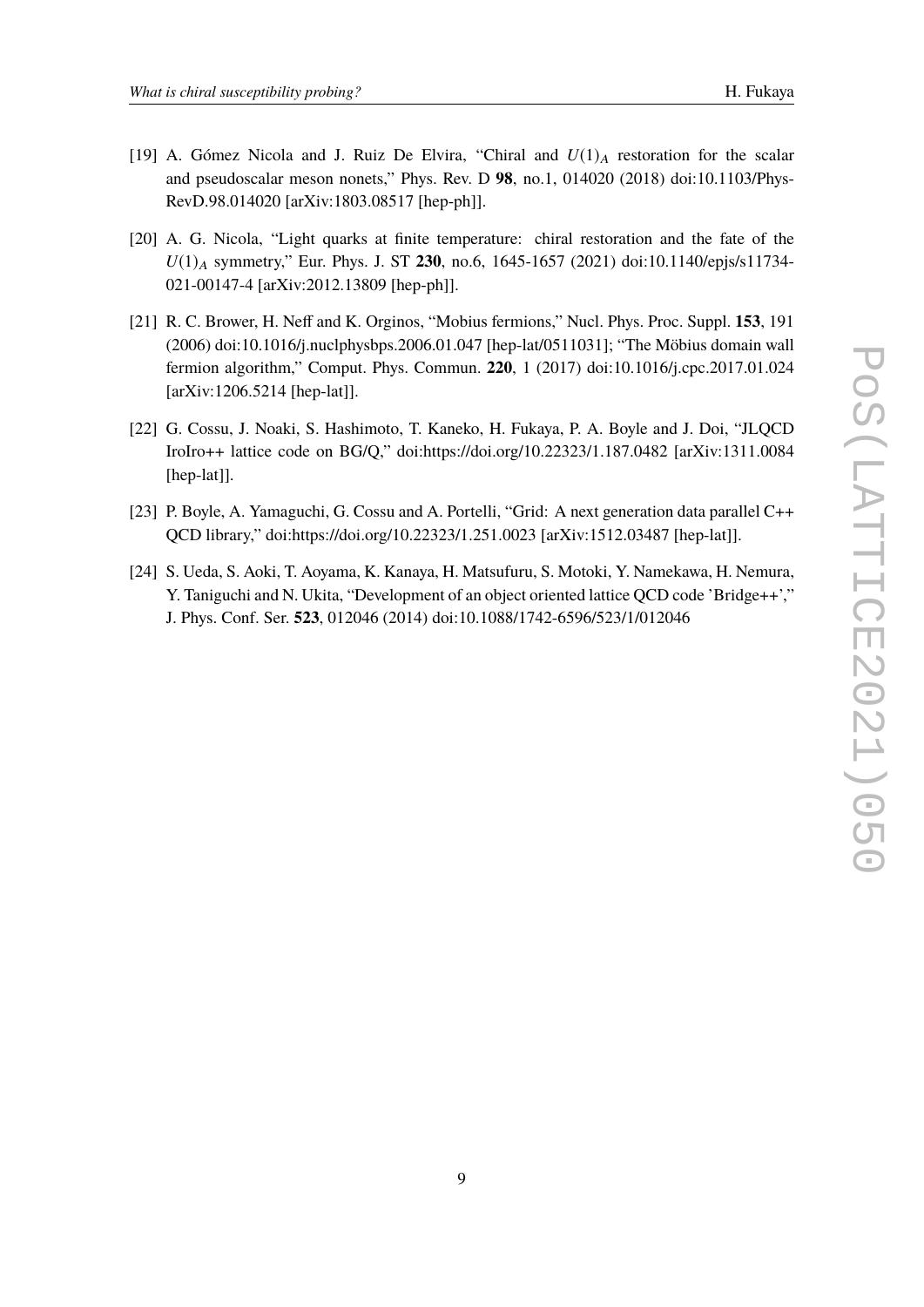[19] A. Gómez Nicola and J. Ruiz De Elvira, "Chiral and $U(1)_A$ restoration for the scalar and pseudoscalar meson nonets," Phys. Rev. D **98**, no.1, 014020 (2018) doi:10.1103/PhysRevD.98.014020 [arXiv:1803.08517 [hep-ph]].

[20] A. G. Nicola, "Light quarks at finite temperature: chiral restoration and the fate of the $U(1)_A$ symmetry," Eur. Phys. J. ST **230**, no.6, 1645-1657 (2021) doi:10.1140/epjs/s11734-021-00147-4 [arXiv:2012.13809 [hep-ph]].

[21] R. C. Brower, H. Neff and K. Orginos, "Mobius fermions," Nucl. Phys. Proc. Suppl. **153**, 191 (2006) doi:10.1016/j.nuclphysbps.2006.01.047 [hep-lat/0511031]; "The Möbius domain wall fermion algorithm," Comput. Phys. Commun. **220**, 1 (2017) doi:10.1016/j.cpc.2017.01.024 [arXiv:1206.5214 [hep-lat]].

[22] G. Cossu, J. Noaki, S. Hashimoto, T. Kaneko, H. Fukaya, P. A. Boyle and J. Doi, "JLQCD IroIro++ lattice code on BG/Q," doi:https://doi.org/10.22323/1.187.0482 [arXiv:1311.0084 [hep-lat]].

[23] P. Boyle, A. Yamaguchi, G. Cossu and A. Portelli, "Grid: A next generation data parallel C++ QCD library," doi:https://doi.org/10.22323/1.251.0023 [arXiv:1512.03487 [hep-lat]].

[24] S. Ueda, S. Aoki, T. Aoyama, K. Kanaya, H. Matsufuru, S. Motoki, Y. Namekawa, H. Nemura, Y. Taniguchi and N. Ukita, "Development of an object oriented lattice QCD code 'Bridge++'," J. Phys. Conf. Ser. **523**, 012046 (2014) doi:10.1088/1742-6596/523/1/012046